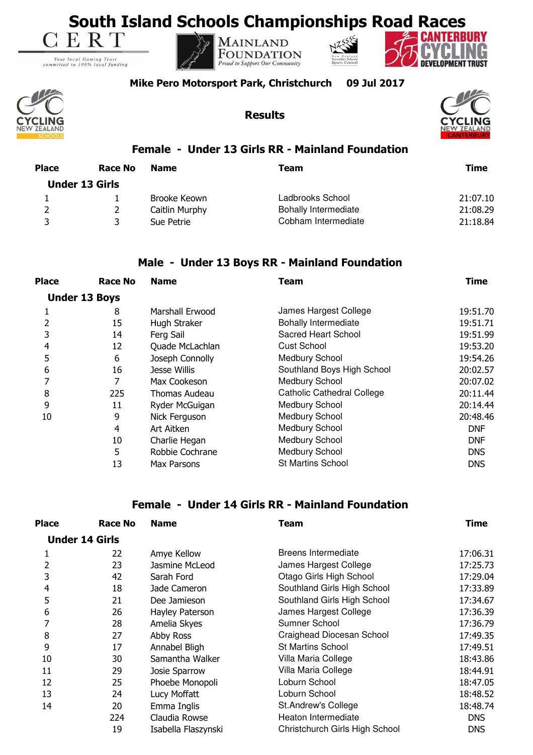# South Island Schools Championships Road Races

CERT — Your local Gaming Trust committed to 100% local funding

Mainland Foundation — Proud to Support Our Community

Canterbury Cycling Development Trust

**Mike Pero Motorsport Park, Christchurch    09 Jul 2017**

Cycling New Zealand Schools

## Results

Cycling New Zealand Canterbury

### Female - Under 13 Girls RR - Mainland Foundation

| Place | Race No | Name | Team | Time |
|---|---|---|---|---|
| **Under 13 Girls** | | | | |
| 1 | 1 | Brooke Keown | Ladbrooks School | 21:07.10 |
| 2 | 2 | Caitlin Murphy | Bohally Intermediate | 21:08.29 |
| 3 | 3 | Sue Petrie | Cobham Intermediate | 21:18.84 |

### Male - Under 13 Boys RR - Mainland Foundation

| Place | Race No | Name | Team | Time |
|---|---|---|---|---|
| **Under 13 Boys** | | | | |
| 1 | 8 | Marshall Erwood | James Hargest College | 19:51.70 |
| 2 | 15 | Hugh Straker | Bohally Intermediate | 19:51.71 |
| 3 | 14 | Ferg Sail | Sacred Heart School | 19:51.99 |
| 4 | 12 | Quade McLachlan | Cust School | 19:53.20 |
| 5 | 6 | Joseph Connolly | Medbury School | 19:54.26 |
| 6 | 16 | Jesse Willis | Southland Boys High School | 20:02.57 |
| 7 | 7 | Max Cookeson | Medbury School | 20:07.02 |
| 8 | 225 | Thomas Audeau | Catholic Cathedral College | 20:11.44 |
| 9 | 11 | Ryder McGuigan | Medbury School | 20:14.44 |
| 10 | 9 | Nick Ferguson | Medbury School | 20:48.46 |
| | 4 | Art Aitken | Medbury School | DNF |
| | 10 | Charlie Hegan | Medbury School | DNF |
| | 5 | Robbie Cochrane | Medbury School | DNS |
| | 13 | Max Parsons | St Martins School | DNS |

### Female - Under 14 Girls RR - Mainland Foundation

| Place | Race No | Name | Team | Time |
|---|---|---|---|---|
| **Under 14 Girls** | | | | |
| 1 | 22 | Amye Kellow | Breens Intermediate | 17:06.31 |
| 2 | 23 | Jasmine McLeod | James Hargest College | 17:25.73 |
| 3 | 42 | Sarah Ford | Otago Girls High School | 17:29.04 |
| 4 | 18 | Jade Cameron | Southland Girls High School | 17:33.89 |
| 5 | 21 | Dee Jamieson | Southland Girls High School | 17:34.67 |
| 6 | 26 | Hayley Paterson | James Hargest College | 17:36.39 |
| 7 | 28 | Amelia Skyes | Sumner School | 17:36.79 |
| 8 | 27 | Abby Ross | Craighead Diocesan School | 17:49.35 |
| 9 | 17 | Annabel Bligh | St Martins School | 17:49.51 |
| 10 | 30 | Samantha Walker | Villa Maria College | 18:43.86 |
| 11 | 29 | Josie Sparrow | Villa Maria College | 18:44.91 |
| 12 | 25 | Phoebe Monopoli | Loburn School | 18:47.05 |
| 13 | 24 | Lucy Moffatt | Loburn School | 18:48.52 |
| 14 | 20 | Emma Inglis | St.Andrew's College | 18:48.74 |
| | 224 | Claudia Rowse | Heaton Intermediate | DNS |
| | 19 | Isabella Flaszynski | Christchurch Girls High School | DNS |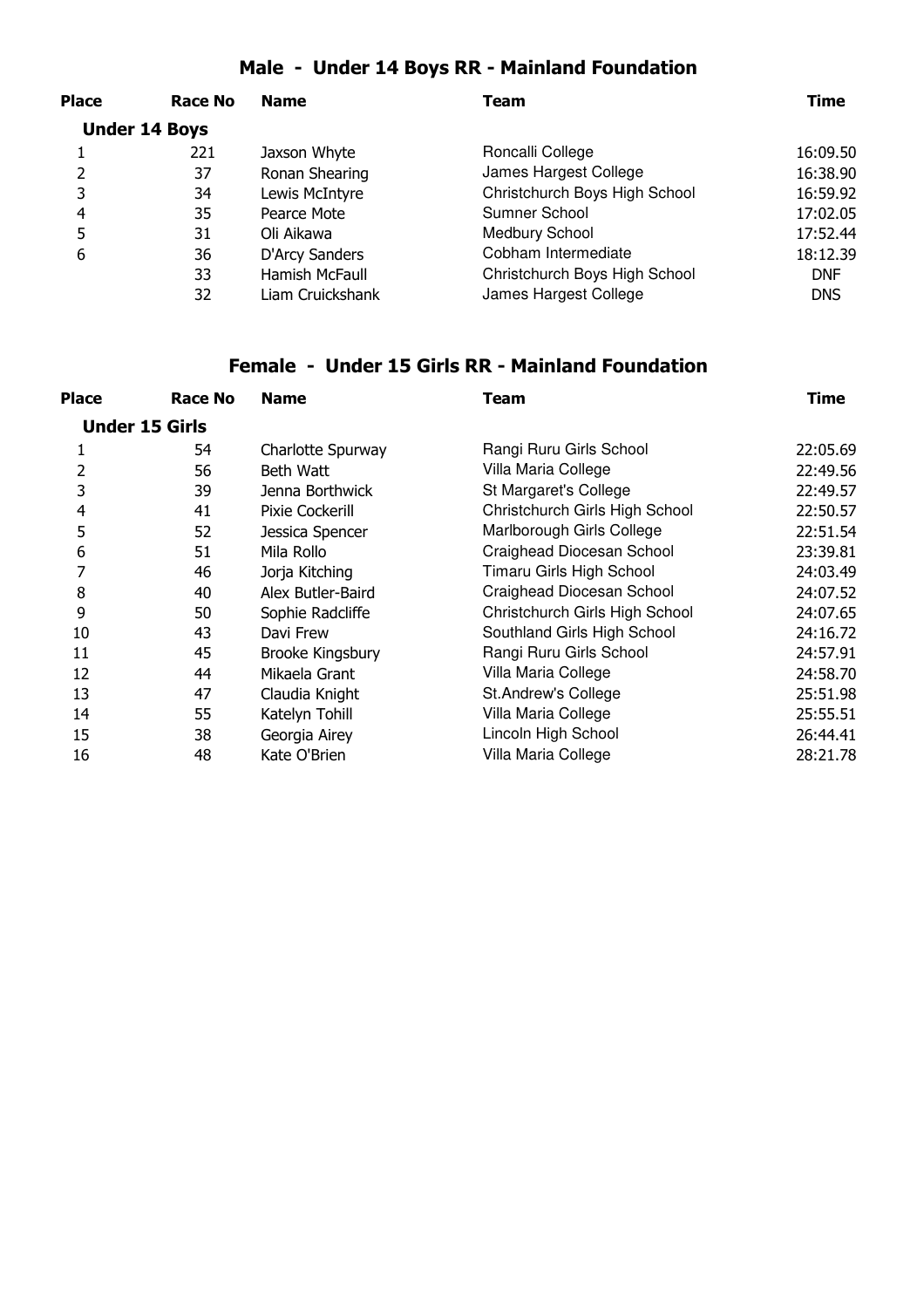## Male - Under 14 Boys RR - Mainland Foundation

| Place | Race No | Name | Team | Time |
|---|---|---|---|---|
| **Under 14 Boys** | | | | |
| 1 | 221 | Jaxson Whyte | Roncalli College | 16:09.50 |
| 2 | 37 | Ronan Shearing | James Hargest College | 16:38.90 |
| 3 | 34 | Lewis McIntyre | Christchurch Boys High School | 16:59.92 |
| 4 | 35 | Pearce Mote | Sumner School | 17:02.05 |
| 5 | 31 | Oli Aikawa | Medbury School | 17:52.44 |
| 6 | 36 | D'Arcy Sanders | Cobham Intermediate | 18:12.39 |
| | 33 | Hamish McFaull | Christchurch Boys High School | DNF |
| | 32 | Liam Cruickshank | James Hargest College | DNS |

## Female - Under 15 Girls RR - Mainland Foundation

| Place | Race No | Name | Team | Time |
|---|---|---|---|---|
| **Under 15 Girls** | | | | |
| 1 | 54 | Charlotte Spurway | Rangi Ruru Girls School | 22:05.69 |
| 2 | 56 | Beth Watt | Villa Maria College | 22:49.56 |
| 3 | 39 | Jenna Borthwick | St Margaret's College | 22:49.57 |
| 4 | 41 | Pixie Cockerill | Christchurch Girls High School | 22:50.57 |
| 5 | 52 | Jessica Spencer | Marlborough Girls College | 22:51.54 |
| 6 | 51 | Mila Rollo | Craighead Diocesan School | 23:39.81 |
| 7 | 46 | Jorja Kitching | Timaru Girls High School | 24:03.49 |
| 8 | 40 | Alex Butler-Baird | Craighead Diocesan School | 24:07.52 |
| 9 | 50 | Sophie Radcliffe | Christchurch Girls High School | 24:07.65 |
| 10 | 43 | Davi Frew | Southland Girls High School | 24:16.72 |
| 11 | 45 | Brooke Kingsbury | Rangi Ruru Girls School | 24:57.91 |
| 12 | 44 | Mikaela Grant | Villa Maria College | 24:58.70 |
| 13 | 47 | Claudia Knight | St.Andrew's College | 25:51.98 |
| 14 | 55 | Katelyn Tohill | Villa Maria College | 25:55.51 |
| 15 | 38 | Georgia Airey | Lincoln High School | 26:44.41 |
| 16 | 48 | Kate O'Brien | Villa Maria College | 28:21.78 |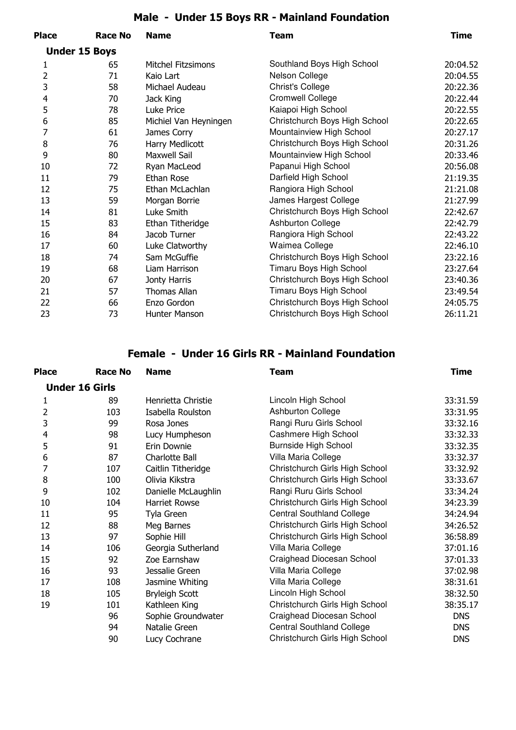## Male - Under 15 Boys RR - Mainland Foundation

| Place | Race No | Name | Team | Time |
|---|---|---|---|---|
| **Under 15 Boys** | | | | |
| 1 | 65 | Mitchel Fitzsimons | Southland Boys High School | 20:04.52 |
| 2 | 71 | Kaio Lart | Nelson College | 20:04.55 |
| 3 | 58 | Michael Audeau | Christ's College | 20:22.36 |
| 4 | 70 | Jack King | Cromwell College | 20:22.44 |
| 5 | 78 | Luke Price | Kaiapoi High School | 20:22.55 |
| 6 | 85 | Michiel Van Heyningen | Christchurch Boys High School | 20:22.65 |
| 7 | 61 | James Corry | Mountainview High School | 20:27.17 |
| 8 | 76 | Harry Medlicott | Christchurch Boys High School | 20:31.26 |
| 9 | 80 | Maxwell Sail | Mountainview High School | 20:33.46 |
| 10 | 72 | Ryan MacLeod | Papanui High School | 20:56.08 |
| 11 | 79 | Ethan Rose | Darfield High School | 21:19.35 |
| 12 | 75 | Ethan McLachlan | Rangiora High School | 21:21.08 |
| 13 | 59 | Morgan Borrie | James Hargest College | 21:27.99 |
| 14 | 81 | Luke Smith | Christchurch Boys High School | 22:42.67 |
| 15 | 83 | Ethan Titheridge | Ashburton College | 22:42.79 |
| 16 | 84 | Jacob Turner | Rangiora High School | 22:43.22 |
| 17 | 60 | Luke Clatworthy | Waimea College | 22:46.10 |
| 18 | 74 | Sam McGuffie | Christchurch Boys High School | 23:22.16 |
| 19 | 68 | Liam Harrison | Timaru Boys High School | 23:27.64 |
| 20 | 67 | Jonty Harris | Christchurch Boys High School | 23:40.36 |
| 21 | 57 | Thomas Allan | Timaru Boys High School | 23:49.54 |
| 22 | 66 | Enzo Gordon | Christchurch Boys High School | 24:05.75 |
| 23 | 73 | Hunter Manson | Christchurch Boys High School | 26:11.21 |

## Female - Under 16 Girls RR - Mainland Foundation

| Place | Race No | Name | Team | Time |
|---|---|---|---|---|
| **Under 16 Girls** | | | | |
| 1 | 89 | Henrietta Christie | Lincoln High School | 33:31.59 |
| 2 | 103 | Isabella Roulston | Ashburton College | 33:31.95 |
| 3 | 99 | Rosa Jones | Rangi Ruru Girls School | 33:32.16 |
| 4 | 98 | Lucy Humpheson | Cashmere High School | 33:32.33 |
| 5 | 91 | Erin Downie | Burnside High School | 33:32.35 |
| 6 | 87 | Charlotte Ball | Villa Maria College | 33:32.37 |
| 7 | 107 | Caitlin Titheridge | Christchurch Girls High School | 33:32.92 |
| 8 | 100 | Olivia Kikstra | Christchurch Girls High School | 33:33.67 |
| 9 | 102 | Danielle McLaughlin | Rangi Ruru Girls School | 33:34.24 |
| 10 | 104 | Harriet Rowse | Christchurch Girls High School | 34:23.39 |
| 11 | 95 | Tyla Green | Central Southland College | 34:24.94 |
| 12 | 88 | Meg Barnes | Christchurch Girls High School | 34:26.52 |
| 13 | 97 | Sophie Hill | Christchurch Girls High School | 36:58.89 |
| 14 | 106 | Georgia Sutherland | Villa Maria College | 37:01.16 |
| 15 | 92 | Zoe Earnshaw | Craighead Diocesan School | 37:01.33 |
| 16 | 93 | Jessalie Green | Villa Maria College | 37:02.98 |
| 17 | 108 | Jasmine Whiting | Villa Maria College | 38:31.61 |
| 18 | 105 | Bryleigh Scott | Lincoln High School | 38:32.50 |
| 19 | 101 | Kathleen King | Christchurch Girls High School | 38:35.17 |
| | 96 | Sophie Groundwater | Craighead Diocesan School | DNS |
| | 94 | Natalie Green | Central Southland College | DNS |
| | 90 | Lucy Cochrane | Christchurch Girls High School | DNS |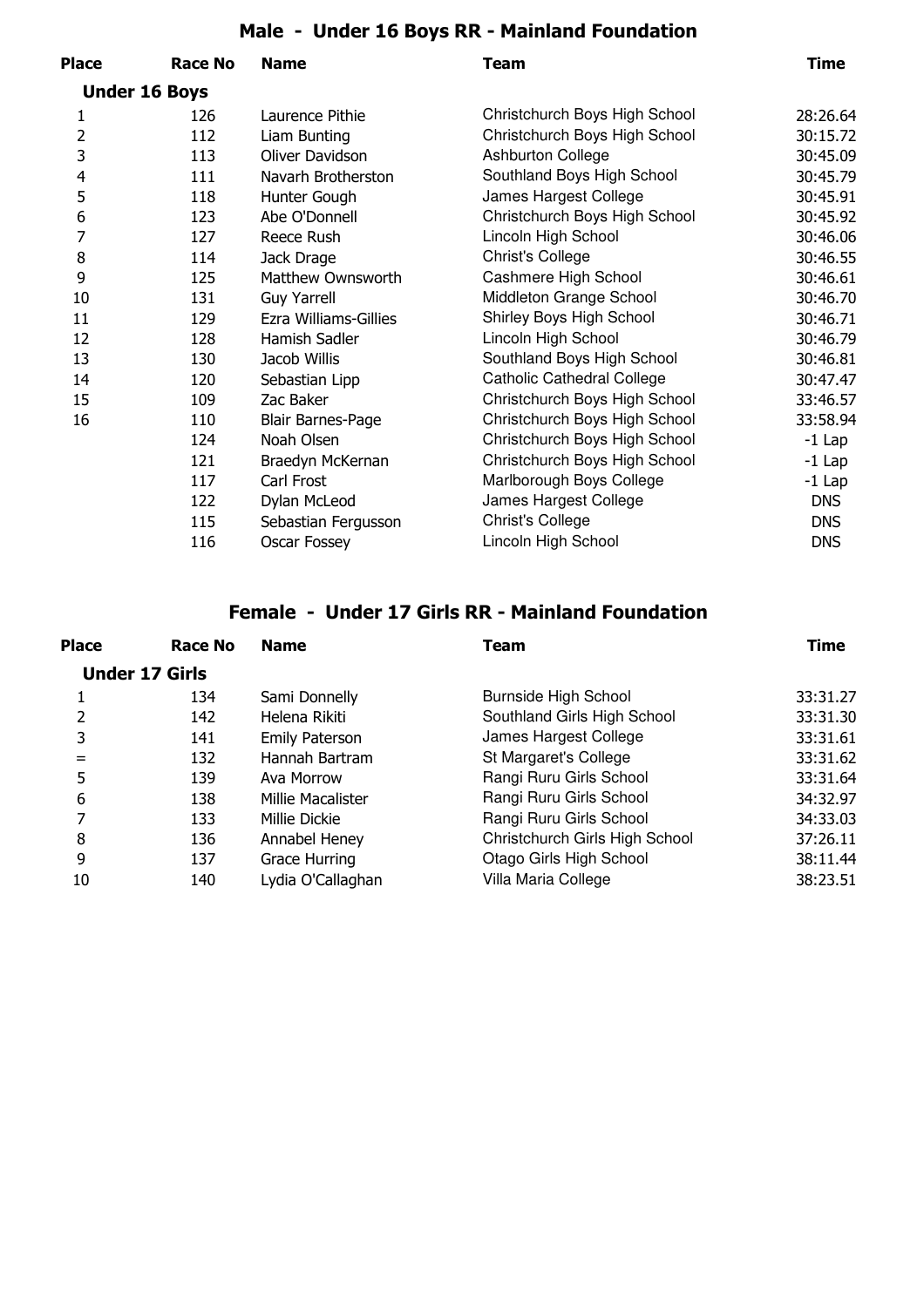## Male - Under 16 Boys RR - Mainland Foundation

| Place | Race No | Name | Team | Time |
|---|---|---|---|---|
| **Under 16 Boys** | | | | |
| 1 | 126 | Laurence Pithie | Christchurch Boys High School | 28:26.64 |
| 2 | 112 | Liam Bunting | Christchurch Boys High School | 30:15.72 |
| 3 | 113 | Oliver Davidson | Ashburton College | 30:45.09 |
| 4 | 111 | Navarh Brotherston | Southland Boys High School | 30:45.79 |
| 5 | 118 | Hunter Gough | James Hargest College | 30:45.91 |
| 6 | 123 | Abe O'Donnell | Christchurch Boys High School | 30:45.92 |
| 7 | 127 | Reece Rush | Lincoln High School | 30:46.06 |
| 8 | 114 | Jack Drage | Christ's College | 30:46.55 |
| 9 | 125 | Matthew Ownsworth | Cashmere High School | 30:46.61 |
| 10 | 131 | Guy Yarrell | Middleton Grange School | 30:46.70 |
| 11 | 129 | Ezra Williams-Gillies | Shirley Boys High School | 30:46.71 |
| 12 | 128 | Hamish Sadler | Lincoln High School | 30:46.79 |
| 13 | 130 | Jacob Willis | Southland Boys High School | 30:46.81 |
| 14 | 120 | Sebastian Lipp | Catholic Cathedral College | 30:47.47 |
| 15 | 109 | Zac Baker | Christchurch Boys High School | 33:46.57 |
| 16 | 110 | Blair Barnes-Page | Christchurch Boys High School | 33:58.94 |
| | 124 | Noah Olsen | Christchurch Boys High School | -1 Lap |
| | 121 | Braedyn McKernan | Christchurch Boys High School | -1 Lap |
| | 117 | Carl Frost | Marlborough Boys College | -1 Lap |
| | 122 | Dylan McLeod | James Hargest College | DNS |
| | 115 | Sebastian Fergusson | Christ's College | DNS |
| | 116 | Oscar Fossey | Lincoln High School | DNS |

## Female - Under 17 Girls RR - Mainland Foundation

| Place | Race No | Name | Team | Time |
|---|---|---|---|---|
| **Under 17 Girls** | | | | |
| 1 | 134 | Sami Donnelly | Burnside High School | 33:31.27 |
| 2 | 142 | Helena Rikiti | Southland Girls High School | 33:31.30 |
| 3 | 141 | Emily Paterson | James Hargest College | 33:31.61 |
| = | 132 | Hannah Bartram | St Margaret's College | 33:31.62 |
| 5 | 139 | Ava Morrow | Rangi Ruru Girls School | 33:31.64 |
| 6 | 138 | Millie Macalister | Rangi Ruru Girls School | 34:32.97 |
| 7 | 133 | Millie Dickie | Rangi Ruru Girls School | 34:33.03 |
| 8 | 136 | Annabel Heney | Christchurch Girls High School | 37:26.11 |
| 9 | 137 | Grace Hurring | Otago Girls High School | 38:11.44 |
| 10 | 140 | Lydia O'Callaghan | Villa Maria College | 38:23.51 |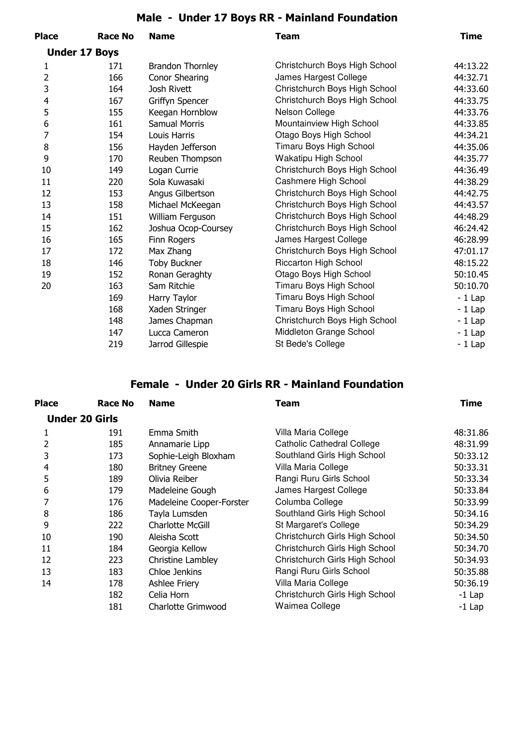## Male - Under 17 Boys RR - Mainland Foundation

| Place | Race No | Name | Team | Time |
|---|---|---|---|---|
| **Under 17 Boys** | | | | |
| 1 | 171 | Brandon Thornley | Christchurch Boys High School | 44:13.22 |
| 2 | 166 | Conor Shearing | James Hargest College | 44:32.71 |
| 3 | 164 | Josh Rivett | Christchurch Boys High School | 44:33.60 |
| 4 | 167 | Griffyn Spencer | Christchurch Boys High School | 44:33.75 |
| 5 | 155 | Keegan Hornblow | Nelson College | 44:33.76 |
| 6 | 161 | Samual Morris | Mountainview High School | 44:33.85 |
| 7 | 154 | Louis Harris | Otago Boys High School | 44:34.21 |
| 8 | 156 | Hayden Jefferson | Timaru Boys High School | 44:35.06 |
| 9 | 170 | Reuben Thompson | Wakatipu High School | 44:35.77 |
| 10 | 149 | Logan Currie | Christchurch Boys High School | 44:36.49 |
| 11 | 220 | Sola Kuwasaki | Cashmere High School | 44:38.29 |
| 12 | 153 | Angus Gilbertson | Christchurch Boys High School | 44:42.75 |
| 13 | 158 | Michael McKeegan | Christchurch Boys High School | 44:43.57 |
| 14 | 151 | William Ferguson | Christchurch Boys High School | 44:48.29 |
| 15 | 162 | Joshua Ocop-Coursey | Christchurch Boys High School | 46:24.42 |
| 16 | 165 | Finn Rogers | James Hargest College | 46:28.99 |
| 17 | 172 | Max Zhang | Christchurch Boys High School | 47:01.17 |
| 18 | 146 | Toby Buckner | Riccarton High School | 48:15.22 |
| 19 | 152 | Ronan Geraghty | Otago Boys High School | 50:10.45 |
| 20 | 163 | Sam Ritchie | Timaru Boys High School | 50:10.70 |
| | 169 | Harry Taylor | Timaru Boys High School | - 1 Lap |
| | 168 | Xaden Stringer | Timaru Boys High School | - 1 Lap |
| | 148 | James Chapman | Christchurch Boys High School | - 1 Lap |
| | 147 | Lucca Cameron | Middleton Grange School | - 1 Lap |
| | 219 | Jarrod Gillespie | St Bede's College | - 1 Lap |

## Female - Under 20 Girls RR - Mainland Foundation

| Place | Race No | Name | Team | Time |
|---|---|---|---|---|
| **Under 20 Girls** | | | | |
| 1 | 191 | Emma Smith | Villa Maria College | 48:31.86 |
| 2 | 185 | Annamarie Lipp | Catholic Cathedral College | 48:31.99 |
| 3 | 173 | Sophie-Leigh Bloxham | Southland Girls High School | 50:33.12 |
| 4 | 180 | Britney Greene | Villa Maria College | 50:33.31 |
| 5 | 189 | Olivia Reiber | Rangi Ruru Girls School | 50:33.34 |
| 6 | 179 | Madeleine Gough | James Hargest College | 50:33.84 |
| 7 | 176 | Madeleine Cooper-Forster | Columba College | 50:33.99 |
| 8 | 186 | Tayla Lumsden | Southland Girls High School | 50:34.16 |
| 9 | 222 | Charlotte McGill | St Margaret's College | 50:34.29 |
| 10 | 190 | Aleisha Scott | Christchurch Girls High School | 50:34.50 |
| 11 | 184 | Georgia Kellow | Christchurch Girls High School | 50:34.70 |
| 12 | 223 | Christine Lambley | Christchurch Girls High School | 50:34.93 |
| 13 | 183 | Chloe Jenkins | Rangi Ruru Girls School | 50:35.88 |
| 14 | 178 | Ashlee Friery | Villa Maria College | 50:36.19 |
| | 182 | Celia Horn | Christchurch Girls High School | -1 Lap |
| | 181 | Charlotte Grimwood | Waimea College | -1 Lap |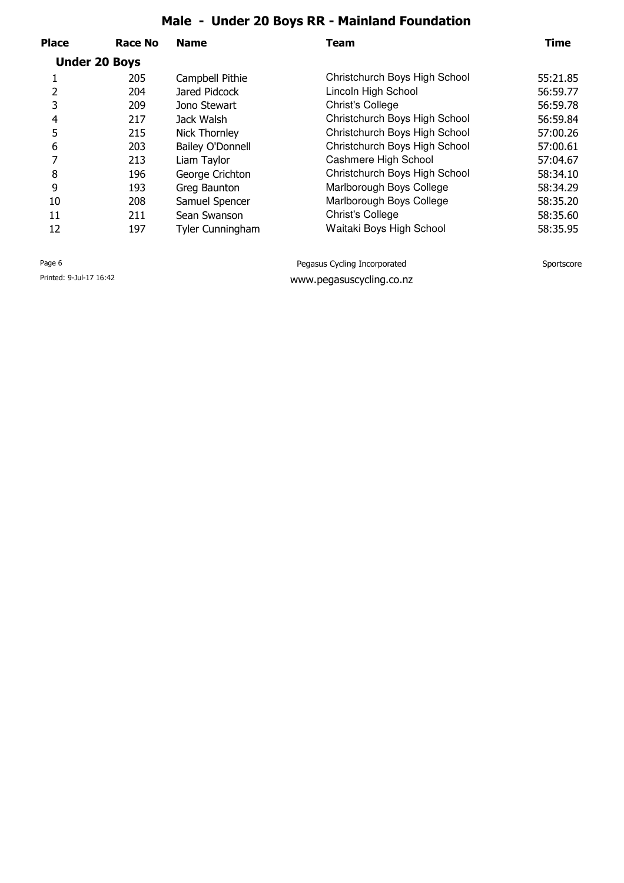## Male - Under 20 Boys RR - Mainland Foundation

| Place | Race No | Name | Team | Time |
|---|---|---|---|---|
| **Under 20 Boys** | | | | |
| 1 | 205 | Campbell Pithie | Christchurch Boys High School | 55:21.85 |
| 2 | 204 | Jared Pidcock | Lincoln High School | 56:59.77 |
| 3 | 209 | Jono Stewart | Christ's College | 56:59.78 |
| 4 | 217 | Jack Walsh | Christchurch Boys High School | 56:59.84 |
| 5 | 215 | Nick Thornley | Christchurch Boys High School | 57:00.26 |
| 6 | 203 | Bailey O'Donnell | Christchurch Boys High School | 57:00.61 |
| 7 | 213 | Liam Taylor | Cashmere High School | 57:04.67 |
| 8 | 196 | George Crichton | Christchurch Boys High School | 58:34.10 |
| 9 | 193 | Greg Baunton | Marlborough Boys College | 58:34.29 |
| 10 | 208 | Samuel Spencer | Marlborough Boys College | 58:35.20 |
| 11 | 211 | Sean Swanson | Christ's College | 58:35.60 |
| 12 | 197 | Tyler Cunningham | Waitaki Boys High School | 58:35.95 |